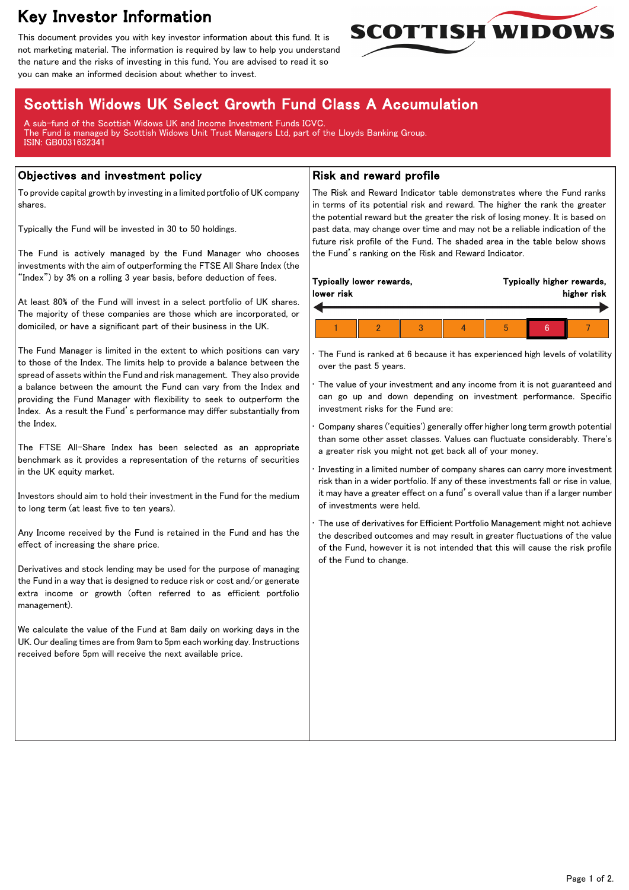# Key Investor Information

This document provides you with key investor information about this fund. It is not marketing material. The information is required by law to help you understand the nature and the risks of investing in this fund. You are advised to read it so you can make an informed decision about whether to invest.

SCOTTISH WIDOWS

## Scottish Widows UK Select Growth Fund Class A Accumulation

A sub-fund of the Scottish Widows UK and Income Investment Funds ICVC.
The Fund is managed by Scottish Widows Unit Trust Managers Ltd, part of the Lloyds Banking Group.
ISIN: GB0031632341

### Objectives and investment policy

To provide capital growth by investing in a limited portfolio of UK company shares.

Typically the Fund will be invested in 30 to 50 holdings.

The Fund is actively managed by the Fund Manager who chooses investments with the aim of outperforming the FTSE All Share Index (the "Index") by 3% on a rolling 3 year basis, before deduction of fees.

At least 80% of the Fund will invest in a select portfolio of UK shares. The majority of these companies are those which are incorporated, or domiciled, or have a significant part of their business in the UK.

The Fund Manager is limited in the extent to which positions can vary to those of the Index. The limits help to provide a balance between the spread of assets within the Fund and risk management. They also provide a balance between the amount the Fund can vary from the Index and providing the Fund Manager with flexibility to seek to outperform the Index. As a result the Fund's performance may differ substantially from the Index.

The FTSE All-Share Index has been selected as an appropriate benchmark as it provides a representation of the returns of securities in the UK equity market.

Investors should aim to hold their investment in the Fund for the medium to long term (at least five to ten years).

Any Income received by the Fund is retained in the Fund and has the effect of increasing the share price.

Derivatives and stock lending may be used for the purpose of managing the Fund in a way that is designed to reduce risk or cost and/or generate extra income or growth (often referred to as efficient portfolio management).

We calculate the value of the Fund at 8am daily on working days in the UK. Our dealing times are from 9am to 5pm each working day. Instructions received before 5pm will receive the next available price.

### Risk and reward profile

The Risk and Reward Indicator table demonstrates where the Fund ranks in terms of its potential risk and reward. The higher the rank the greater the potential reward but the greater the risk of losing money. It is based on past data, may change over time and may not be a reliable indication of the future risk profile of the Fund. The shaded area in the table below shows the Fund's ranking on the Risk and Reward Indicator.

**Typically lower rewards, lower risk** ← → **Typically higher rewards, higher risk**

| 1 | 2 | 3 | 4 | 5 | **6** | 7 |
|---|---|---|---|---|---|---|

- The Fund is ranked at 6 because it has experienced high levels of volatility over the past 5 years.
- The value of your investment and any income from it is not guaranteed and can go up and down depending on investment performance. Specific investment risks for the Fund are:
- Company shares ('equities') generally offer higher long term growth potential than some other asset classes. Values can fluctuate considerably. There's a greater risk you might not get back all of your money.
- Investing in a limited number of company shares can carry more investment risk than in a wider portfolio. If any of these investments fall or rise in value, it may have a greater effect on a fund's overall value than if a larger number of investments were held.
- The use of derivatives for Efficient Portfolio Management might not achieve the described outcomes and may result in greater fluctuations of the value of the Fund, however it is not intended that this will cause the risk profile of the Fund to change.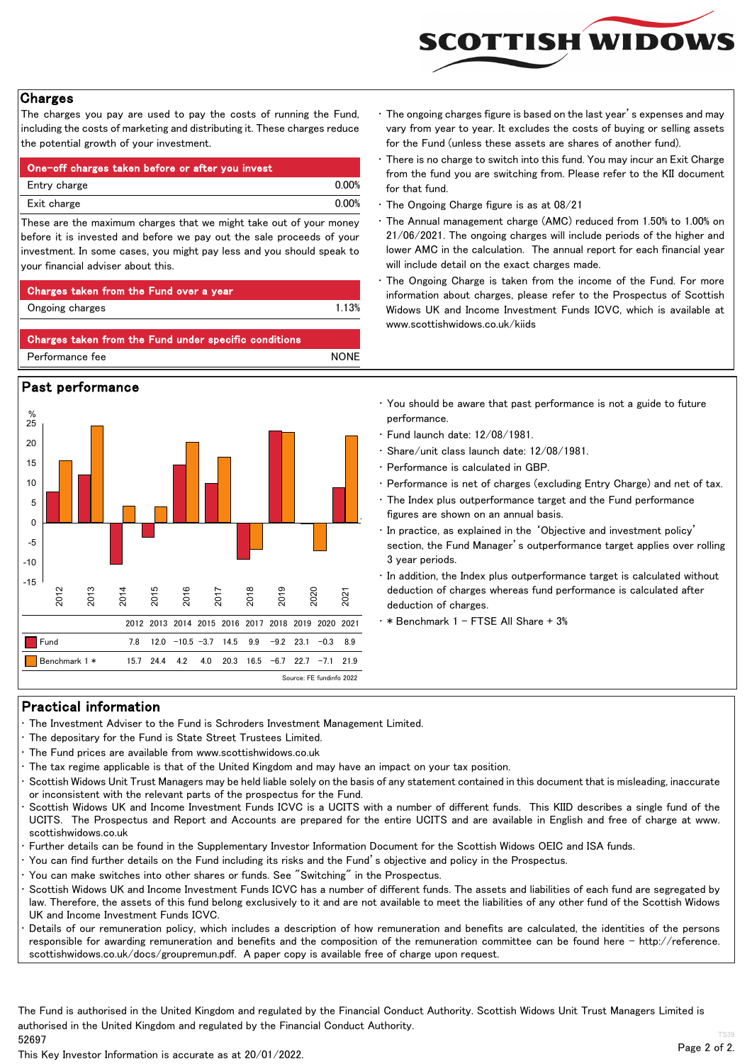## Charges

The charges you pay are used to pay the costs of running the Fund, including the costs of marketing and distributing it. These charges reduce the potential growth of your investment.

| One-off charges taken before or after you invest | |
|---|---|
| Entry charge | 0.00% |
| Exit charge | 0.00% |

These are the maximum charges that we might take out of your money before it is invested and before we pay out the sale proceeds of your investment. In some cases, you might pay less and you should speak to your financial adviser about this.

| Charges taken from the Fund over a year | |
|---|---|
| Ongoing charges | 1.13% |

| Charges taken from the Fund under specific conditions | |
|---|---|
| Performance fee | NONE |

- The ongoing charges figure is based on the last year's expenses and may vary from year to year. It excludes the costs of buying or selling assets for the Fund (unless these assets are shares of another fund).
- There is no charge to switch into this fund. You may incur an Exit Charge from the fund you are switching from. Please refer to the KII document for that fund.
- The Ongoing Charge figure is as at 08/21
- The Annual management charge (AMC) reduced from 1.50% to 1.00% on 21/06/2021. The ongoing charges will include periods of the higher and lower AMC in the calculation. The annual report for each financial year will include detail on the exact charges made.
- The Ongoing Charge is taken from the income of the Fund. For more information about charges, please refer to the Prospectus of Scottish Widows UK and Income Investment Funds ICVC, which is available at www.scottishwidows.co.uk/kiids

## Past performance

%
25
20
15
10
5
0
-5
-10
-15

2012 2013 2014 2015 2016 2017 2018 2019 2020 2021

| | 2012 | 2013 | 2014 | 2015 | 2016 | 2017 | 2018 | 2019 | 2020 | 2021 |
|---|---|---|---|---|---|---|---|---|---|---|
| Fund | 7.8 | 12.0 | −10.5 | −3.7 | 14.5 | 9.9 | −9.2 | 23.1 | −0.3 | 8.9 |
| Benchmark 1 * | 15.7 | 24.4 | 4.2 | 4.0 | 20.3 | 16.5 | −6.7 | 22.7 | −7.1 | 21.9 |

Source: FE fundinfo 2022

- You should be aware that past performance is not a guide to future performance.
- Fund launch date: 12/08/1981.
- Share/unit class launch date: 12/08/1981.
- Performance is calculated in GBP.
- Performance is net of charges (excluding Entry Charge) and net of tax.
- The Index plus outperformance target and the Fund performance figures are shown on an annual basis.
- In practice, as explained in the 'Objective and investment policy' section, the Fund Manager's outperformance target applies over rolling 3 year periods.
- In addition, the Index plus outperformance target is calculated without deduction of charges whereas fund performance is calculated after deduction of charges.
- * Benchmark 1 - FTSE All Share + 3%

## Practical information

- The Investment Adviser to the Fund is Schroders Investment Management Limited.
- The depositary for the Fund is State Street Trustees Limited.
- The Fund prices are available from www.scottishwidows.co.uk
- The tax regime applicable is that of the United Kingdom and may have an impact on your tax position.
- Scottish Widows Unit Trust Managers may be held liable solely on the basis of any statement contained in this document that is misleading, inaccurate or inconsistent with the relevant parts of the prospectus for the Fund.
- Scottish Widows UK and Income Investment Funds ICVC is a UCITS with a number of different funds. This KIID describes a single fund of the UCITS. The Prospectus and Report and Accounts are prepared for the entire UCITS and are available in English and free of charge at www.scottishwidows.co.uk
- Further details can be found in the Supplementary Investor Information Document for the Scottish Widows OEIC and ISA funds.
- You can find further details on the Fund including its risks and the Fund's objective and policy in the Prospectus.
- You can make switches into other shares or funds. See "Switching" in the Prospectus.
- Scottish Widows UK and Income Investment Funds ICVC has a number of different funds. The assets and liabilities of each fund are segregated by law. Therefore, the assets of this fund belong exclusively to it and are not available to meet the liabilities of any other fund of the Scottish Widows UK and Income Investment Funds ICVC.
- Details of our remuneration policy, which includes a description of how remuneration and benefits are calculated, the identities of the persons responsible for awarding remuneration and benefits and the composition of the remuneration committee can be found here - http://reference.scottishwidows.co.uk/docs/groupremun.pdf. A paper copy is available free of charge upon request.

The Fund is authorised in the United Kingdom and regulated by the Financial Conduct Authority. Scottish Widows Unit Trust Managers Limited is authorised in the United Kingdom and regulated by the Financial Conduct Authority.
52697
This Key Investor Information is accurate as at 20/01/2022.